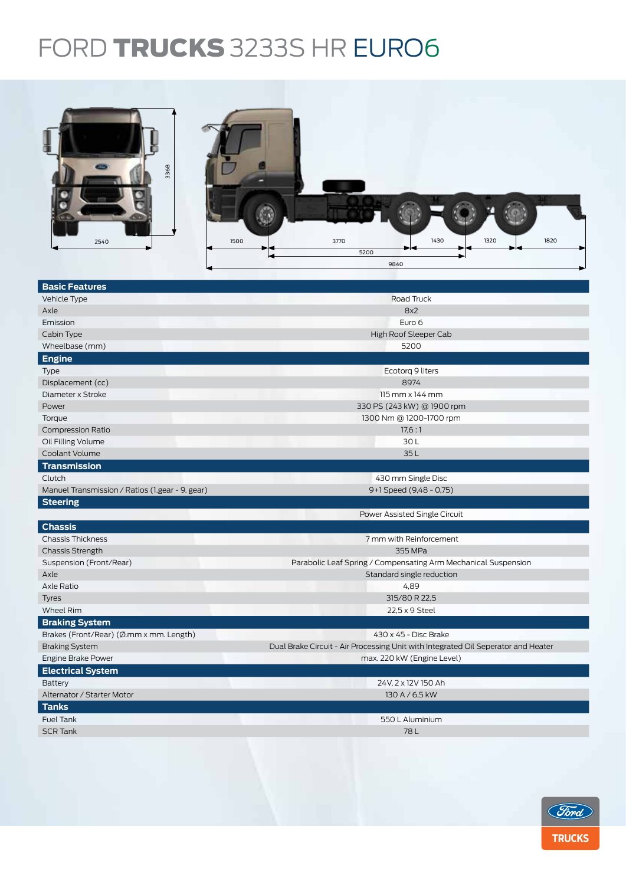# FORD TRUCKS 3233S HR EURO6

2540 3368 1500 3770 1430 1320 1820 5200 9840

| Basic Features | |
|---|---|
| Vehicle Type | Road Truck |
| Axle | 8x2 |
| Emission | Euro 6 |
| Cabin Type | High Roof Sleeper Cab |
| Wheelbase (mm) | 5200 |
| **Engine** | |
| Type | Ecotorq 9 liters |
| Displacement (cc) | 8974 |
| Diameter x Stroke | 115 mm x 144 mm |
| Power | 330 PS (243 kW) @ 1900 rpm |
| Torque | 1300 Nm @ 1200-1700 rpm |
| Compression Ratio | 17,6 : 1 |
| Oil Filling Volume | 30 L |
| Coolant Volume | 35 L |
| **Transmission** | |
| Clutch | 430 mm Single Disc |
| Manuel Transmission / Ratios (1.gear - 9. gear) | 9+1 Speed (9,48 - 0,75) |
| **Steering** | |
| | Power Assisted Single Circuit |
| **Chassis** | |
| Chassis Thickness | 7 mm with Reinforcement |
| Chassis Strength | 355 MPa |
| Suspension (Front/Rear) | Parabolic Leaf Spring / Compensating Arm Mechanical Suspension |
| Axle | Standard single reduction |
| Axle Ratio | 4,89 |
| Tyres | 315/80 R 22,5 |
| Wheel Rim | 22,5 x 9 Steel |
| **Braking System** | |
| Brakes (Front/Rear) (Ø.mm x mm. Length) | 430 x 45 - Disc Brake |
| Braking System | Dual Brake Circuit - Air Processing Unit with Integrated Oil Seperator and Heater |
| Engine Brake Power | max. 220 kW (Engine Level) |
| **Electrical System** | |
| Battery | 24V, 2 x 12V 150 Ah |
| Alternator / Starter Motor | 130 A / 6,5 kW |
| **Tanks** | |
| Fuel Tank | 550 L Aluminium |
| SCR Tank | 78 L |

Ford TRUCKS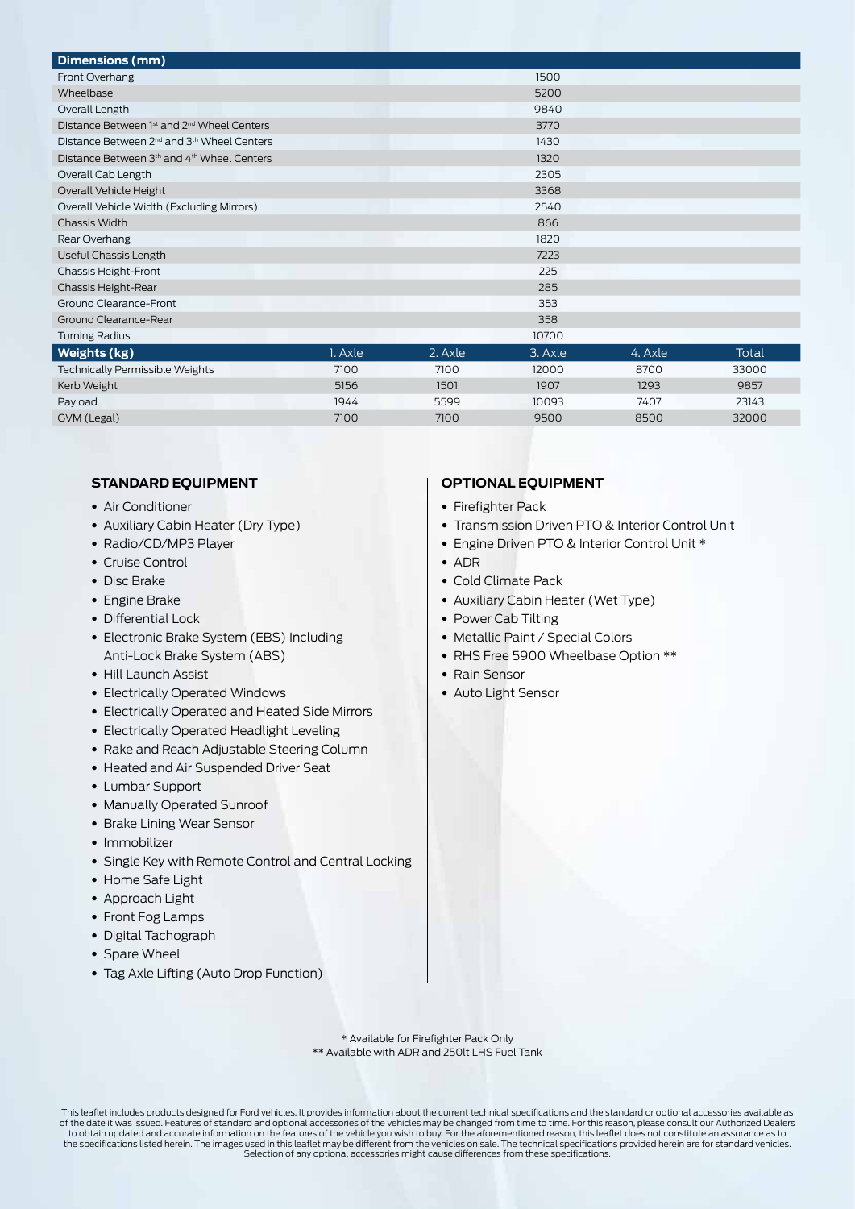| Dimensions (mm) | | | | | |
|---|---|---|---|---|---|
| Front Overhang | | | 1500 | | |
| Wheelbase | | | 5200 | | |
| Overall Length | | | 9840 | | |
| Distance Between 1st and 2nd Wheel Centers | | | 3770 | | |
| Distance Between 2nd and 3th Wheel Centers | | | 1430 | | |
| Distance Between 3th and 4th Wheel Centers | | | 1320 | | |
| Overall Cab Length | | | 2305 | | |
| Overall Vehicle Height | | | 3368 | | |
| Overall Vehicle Width (Excluding Mirrors) | | | 2540 | | |
| Chassis Width | | | 866 | | |
| Rear Overhang | | | 1820 | | |
| Useful Chassis Length | | | 7223 | | |
| Chassis Height-Front | | | 225 | | |
| Chassis Height-Rear | | | 285 | | |
| Ground Clearance-Front | | | 353 | | |
| Ground Clearance-Rear | | | 358 | | |
| Turning Radius | | | 10700 | | |
| **Weights (kg)** | 1. Axle | 2. Axle | 3. Axle | 4. Axle | Total |
| Technically Permissible Weights | 7100 | 7100 | 12000 | 8700 | 33000 |
| Kerb Weight | 5156 | 1501 | 1907 | 1293 | 9857 |
| Payload | 1944 | 5599 | 10093 | 7407 | 23143 |
| GVM (Legal) | 7100 | 7100 | 9500 | 8500 | 32000 |

## STANDARD EQUIPMENT

- Air Conditioner
- Auxiliary Cabin Heater (Dry Type)
- Radio/CD/MP3 Player
- Cruise Control
- Disc Brake
- Engine Brake
- Differential Lock
- Electronic Brake System (EBS) Including Anti-Lock Brake System (ABS)
- Hill Launch Assist
- Electrically Operated Windows
- Electrically Operated and Heated Side Mirrors
- Electrically Operated Headlight Leveling
- Rake and Reach Adjustable Steering Column
- Heated and Air Suspended Driver Seat
- Lumbar Support
- Manually Operated Sunroof
- Brake Lining Wear Sensor
- Immobilizer
- Single Key with Remote Control and Central Locking
- Home Safe Light
- Approach Light
- Front Fog Lamps
- Digital Tachograph
- Spare Wheel
- Tag Axle Lifting (Auto Drop Function)

## OPTIONAL EQUIPMENT

- Firefighter Pack
- Transmission Driven PTO & Interior Control Unit
- Engine Driven PTO & Interior Control Unit *
- ADR
- Cold Climate Pack
- Auxiliary Cabin Heater (Wet Type)
- Power Cab Tilting
- Metallic Paint / Special Colors
- RHS Free 5900 Wheelbase Option **
- Rain Sensor
- Auto Light Sensor

\* Available for Firefighter Pack Only
** Available with ADR and 250lt LHS Fuel Tank

This leaflet includes products designed for Ford vehicles. It provides information about the current technical specifications and the standard or optional accessories available as of the date it was issued. Features of standard and optional accessories of the vehicles may be changed from time to time. For this reason, please consult our Authorized Dealers to obtain updated and accurate information on the features of the vehicle you wish to buy. For the aforementioned reason, this leaflet does not constitute an assurance as to the specifications listed herein. The images used in this leaflet may be different from the vehicles on sale. The technical specifications provided herein are for standard vehicles. Selection of any optional accessories might cause differences from these specifications.